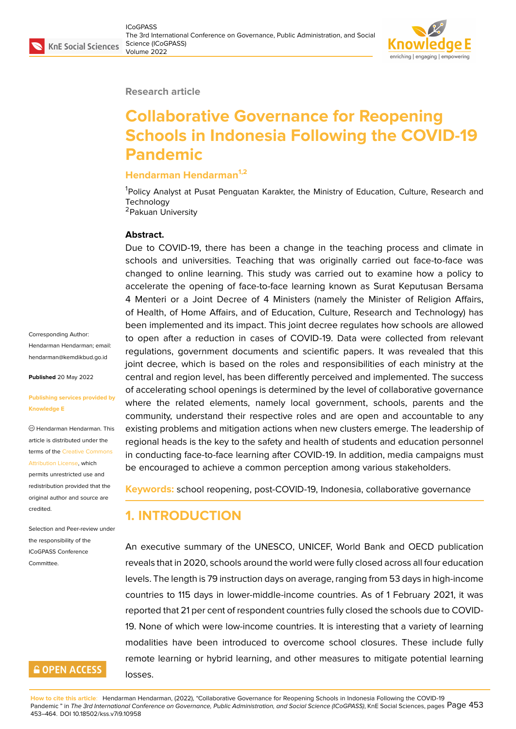Research article

# Collaborative Governance for Reopening Schools in Indonesia Following the COVID-19 Pandemic

**Hendarman Hendarman[1,2]**

[1]Policy Analyst at Pusat Penguatan Karakter, the Ministry of Education, Culture, Research and Technology
[2]Pakuan University

Corresponding Author: Hendarman Hendarman; email: hendarman@kemdikbud.go.id

**Published** 20 May 2022

**Publishing services provided by Knowledge E**

© Hendarman Hendarman. This article is distributed under the terms of the Creative Commons Attribution License, which permits unrestricted use and redistribution provided that the original author and source are credited.

Selection and Peer-review under the responsibility of the ICoGPASS Conference Committee.

OPEN ACCESS

**Abstract.**

Due to COVID-19, there has been a change in the teaching process and climate in schools and universities. Teaching that was originally carried out face-to-face was changed to online learning. This study was carried out to examine how a policy to accelerate the opening of face-to-face learning known as Surat Keputusan Bersama 4 Menteri or a Joint Decree of 4 Ministers (namely the Minister of Religion Affairs, of Health, of Home Affairs, and of Education, Culture, Research and Technology) has been implemented and its impact. This joint decree regulates how schools are allowed to open after a reduction in cases of COVID-19. Data were collected from relevant regulations, government documents and scientific papers. It was revealed that this joint decree, which is based on the roles and responsibilities of each ministry at the central and region level, has been differently perceived and implemented. The success of accelerating school openings is determined by the level of collaborative governance where the related elements, namely local government, schools, parents and the community, understand their respective roles and are open and accountable to any existing problems and mitigation actions when new clusters emerge. The leadership of regional heads is the key to the safety and health of students and education personnel in conducting face-to-face learning after COVID-19. In addition, media campaigns must be encouraged to achieve a common perception among various stakeholders.

**Keywords:** school reopening, post-COVID-19, Indonesia, collaborative governance

## 1. INTRODUCTION

An executive summary of the UNESCO, UNICEF, World Bank and OECD publication reveals that in 2020, schools around the world were fully closed across all four education levels. The length is 79 instruction days on average, ranging from 53 days in high-income countries to 115 days in lower-middle-income countries. As of 1 February 2021, it was reported that 21 per cent of respondent countries fully closed the schools due to COVID-19. None of which were low-income countries. It is interesting that a variety of learning modalities have been introduced to overcome school closures. These include fully remote learning or hybrid learning, and other measures to mitigate potential learning losses.

**How to cite this article:** Hendarman Hendarman, (2022), "Collaborative Governance for Reopening Schools in Indonesia Following the COVID-19 Pandemic" in *The 3rd International Conference on Governance, Public Administration, and Social Science (ICoGPASS)*, KnE Social Sciences, pages 453–464. DOI 10.18502/kss.v7i9.10958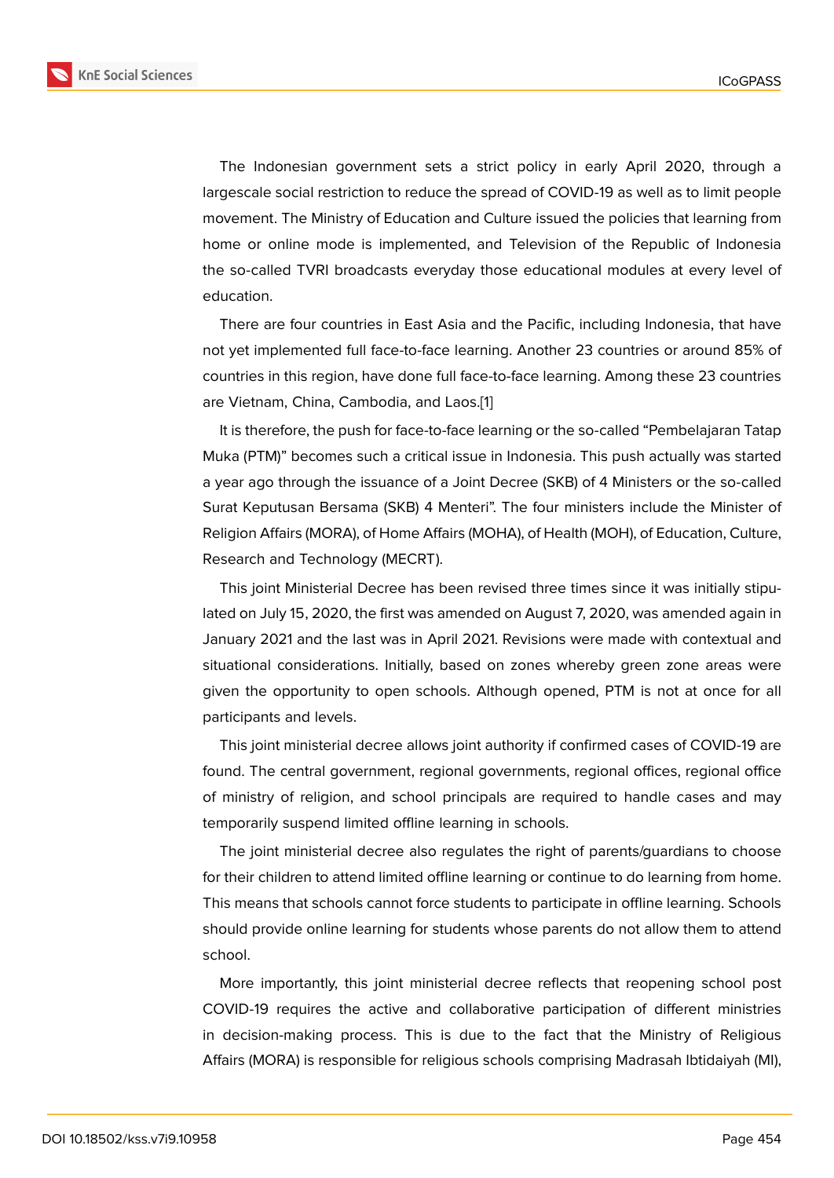The Indonesian government sets a strict policy in early April 2020, through a largescale social restriction to reduce the spread of COVID-19 as well as to limit people movement. The Ministry of Education and Culture issued the policies that learning from home or online mode is implemented, and Television of the Republic of Indonesia the so-called TVRI broadcasts everyday those educational modules at every level of education.

There are four countries in East Asia and the Pacific, including Indonesia, that have not yet implemented full face-to-face learning. Another 23 countries or around 85% of countries in this region, have done full face-to-face learning. Among these 23 countries are Vietnam, China, Cambodia, and Laos.[1]

It is therefore, the push for face-to-face learning or the so-called "Pembelajaran Tatap Muka (PTM)" becomes such a critical issue in Indonesia. This push actually was started a year ago through the issuance of a Joint Decree (SKB) of 4 Ministers or the so-called Surat Keputusan Bersama (SKB) 4 Menteri". The four ministers include the Minister of Religion Affairs (MORA), of Home Affairs (MOHA), of Health (MOH), of Education, Culture, Research and Technology (MECRT).

This joint Ministerial Decree has been revised three times since it was initially stipulated on July 15, 2020, the first was amended on August 7, 2020, was amended again in January 2021 and the last was in April 2021. Revisions were made with contextual and situational considerations. Initially, based on zones whereby green zone areas were given the opportunity to open schools. Although opened, PTM is not at once for all participants and levels.

This joint ministerial decree allows joint authority if confirmed cases of COVID-19 are found. The central government, regional governments, regional offices, regional office of ministry of religion, and school principals are required to handle cases and may temporarily suspend limited offline learning in schools.

The joint ministerial decree also regulates the right of parents/guardians to choose for their children to attend limited offline learning or continue to do learning from home. This means that schools cannot force students to participate in offline learning. Schools should provide online learning for students whose parents do not allow them to attend school.

More importantly, this joint ministerial decree reflects that reopening school post COVID-19 requires the active and collaborative participation of different ministries in decision-making process. This is due to the fact that the Ministry of Religious Affairs (MORA) is responsible for religious schools comprising Madrasah Ibtidaiyah (MI),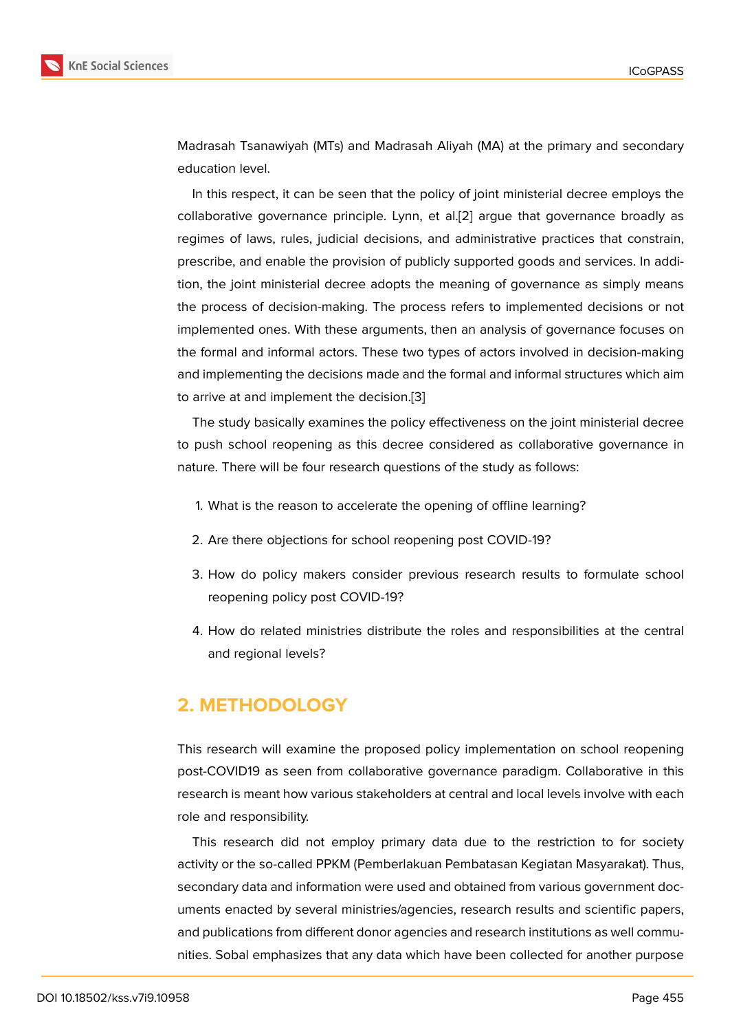Madrasah Tsanawiyah (MTs) and Madrasah Aliyah (MA) at the primary and secondary education level.

In this respect, it can be seen that the policy of joint ministerial decree employs the collaborative governance principle. Lynn, et al.[2] argue that governance broadly as regimes of laws, rules, judicial decisions, and administrative practices that constrain, prescribe, and enable the provision of publicly supported goods and services. In addition, the joint ministerial decree adopts the meaning of governance as simply means the process of decision-making. The process refers to implemented decisions or not implemented ones. With these arguments, then an analysis of governance focuses on the formal and informal actors. These two types of actors involved in decision-making and implementing the decisions made and the formal and informal structures which aim to arrive at and implement the decision.[3]

The study basically examines the policy effectiveness on the joint ministerial decree to push school reopening as this decree considered as collaborative governance in nature. There will be four research questions of the study as follows:

1. What is the reason to accelerate the opening of offline learning?
2. Are there objections for school reopening post COVID-19?
3. How do policy makers consider previous research results to formulate school reopening policy post COVID-19?
4. How do related ministries distribute the roles and responsibilities at the central and regional levels?

## 2. METHODOLOGY

This research will examine the proposed policy implementation on school reopening post-COVID19 as seen from collaborative governance paradigm. Collaborative in this research is meant how various stakeholders at central and local levels involve with each role and responsibility.

This research did not employ primary data due to the restriction to for society activity or the so-called PPKM (Pemberlakuan Pembatasan Kegiatan Masyarakat). Thus, secondary data and information were used and obtained from various government documents enacted by several ministries/agencies, research results and scientific papers, and publications from different donor agencies and research institutions as well communities. Sobal emphasizes that any data which have been collected for another purpose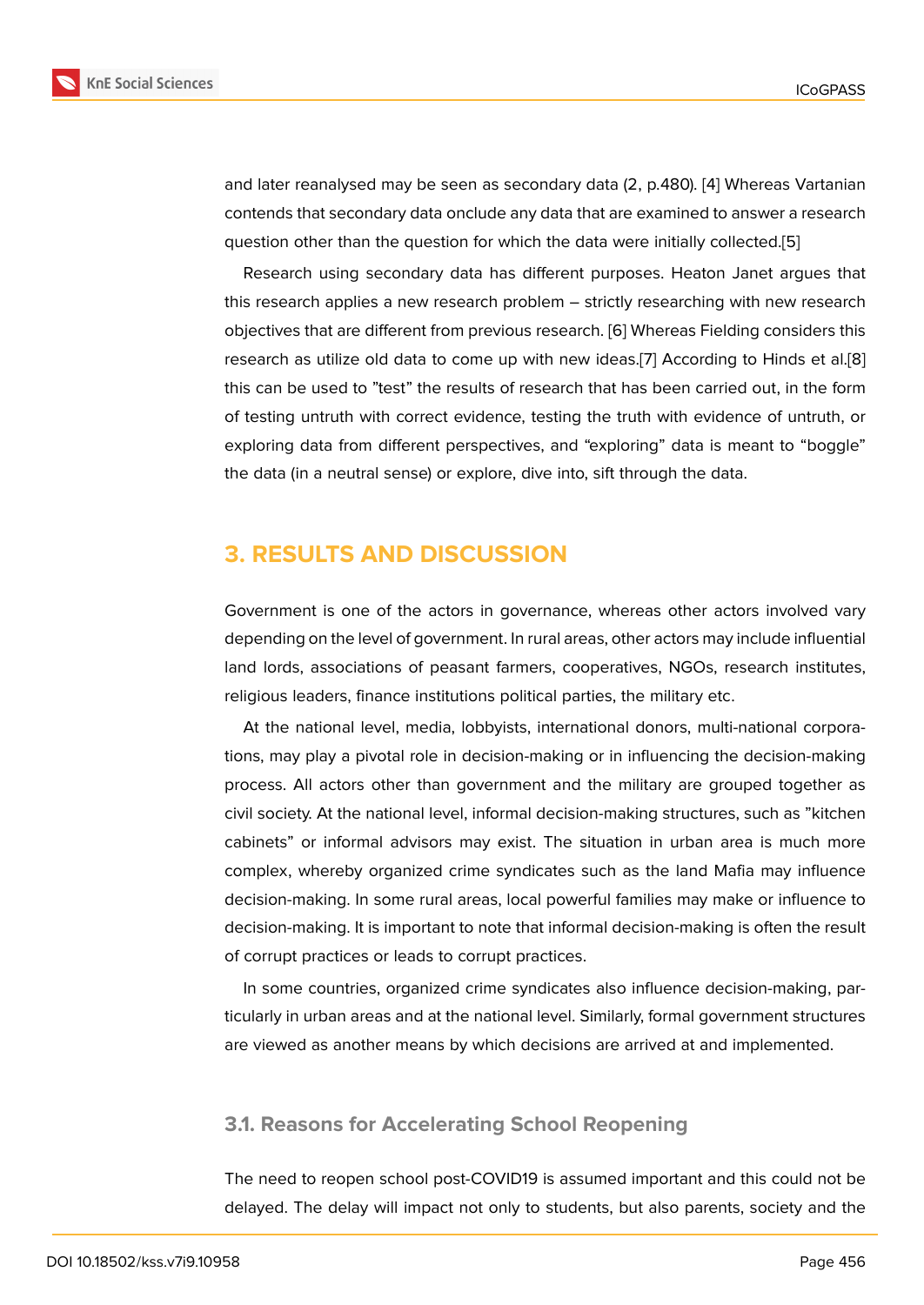and later reanalysed may be seen as secondary data (2, p.480). [4] Whereas Vartanian contends that secondary data onclude any data that are examined to answer a research question other than the question for which the data were initially collected.[5]

Research using secondary data has different purposes. Heaton Janet argues that this research applies a new research problem – strictly researching with new research objectives that are different from previous research. [6] Whereas Fielding considers this research as utilize old data to come up with new ideas.[7] According to Hinds et al.[8] this can be used to "test" the results of research that has been carried out, in the form of testing untruth with correct evidence, testing the truth with evidence of untruth, or exploring data from different perspectives, and "exploring" data is meant to "boggle" the data (in a neutral sense) or explore, dive into, sift through the data.

## 3. RESULTS AND DISCUSSION

Government is one of the actors in governance, whereas other actors involved vary depending on the level of government. In rural areas, other actors may include influential land lords, associations of peasant farmers, cooperatives, NGOs, research institutes, religious leaders, finance institutions political parties, the military etc.

At the national level, media, lobbyists, international donors, multi-national corporations, may play a pivotal role in decision-making or in influencing the decision-making process. All actors other than government and the military are grouped together as civil society. At the national level, informal decision-making structures, such as "kitchen cabinets" or informal advisors may exist. The situation in urban area is much more complex, whereby organized crime syndicates such as the land Mafia may influence decision-making. In some rural areas, local powerful families may make or influence to decision-making. It is important to note that informal decision-making is often the result of corrupt practices or leads to corrupt practices.

In some countries, organized crime syndicates also influence decision-making, particularly in urban areas and at the national level. Similarly, formal government structures are viewed as another means by which decisions are arrived at and implemented.

### 3.1. Reasons for Accelerating School Reopening

The need to reopen school post-COVID19 is assumed important and this could not be delayed. The delay will impact not only to students, but also parents, society and the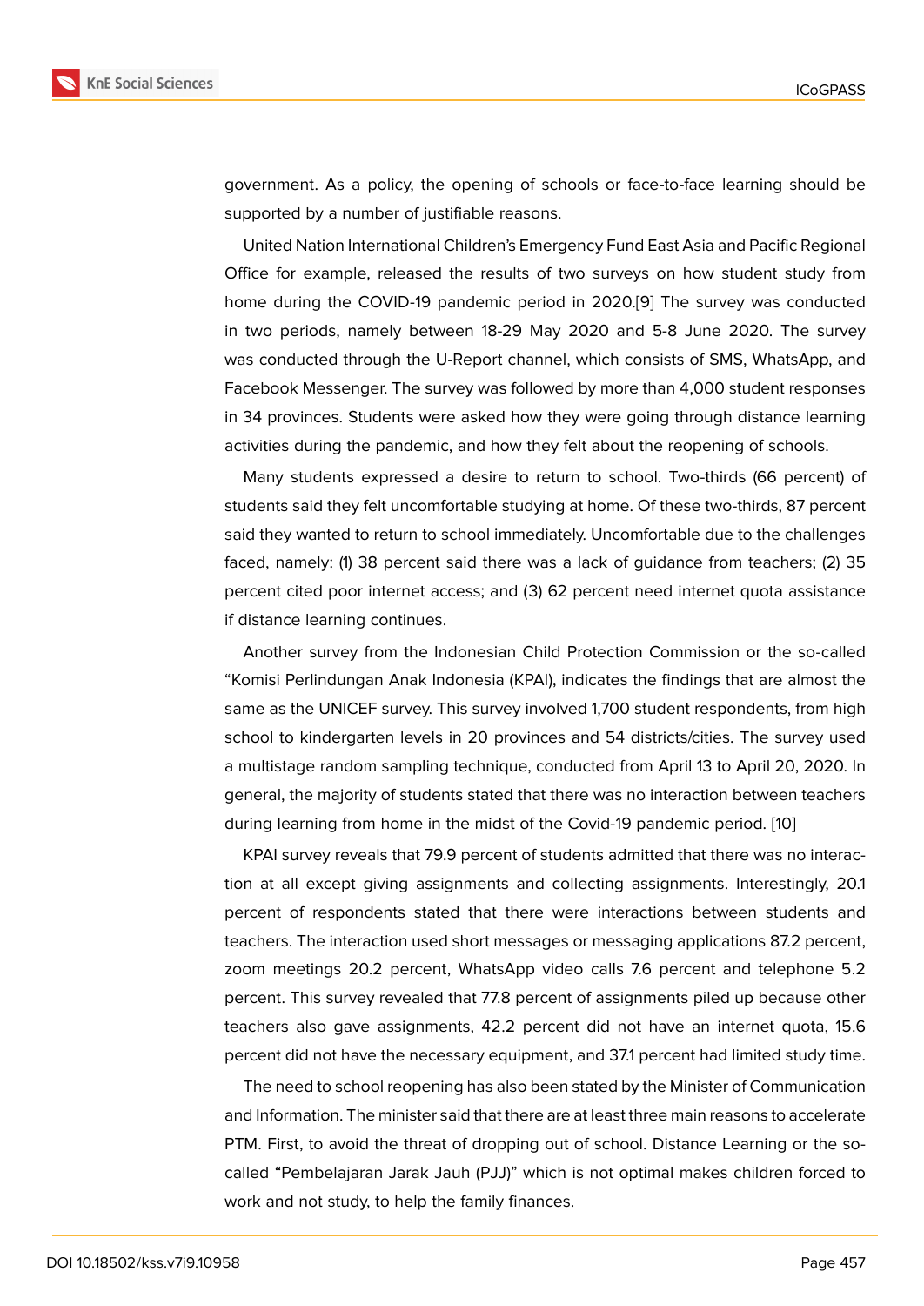government. As a policy, the opening of schools or face-to-face learning should be supported by a number of justifiable reasons.

United Nation International Children's Emergency Fund East Asia and Pacific Regional Office for example, released the results of two surveys on how student study from home during the COVID-19 pandemic period in 2020.[9] The survey was conducted in two periods, namely between 18-29 May 2020 and 5-8 June 2020. The survey was conducted through the U-Report channel, which consists of SMS, WhatsApp, and Facebook Messenger. The survey was followed by more than 4,000 student responses in 34 provinces. Students were asked how they were going through distance learning activities during the pandemic, and how they felt about the reopening of schools.

Many students expressed a desire to return to school. Two-thirds (66 percent) of students said they felt uncomfortable studying at home. Of these two-thirds, 87 percent said they wanted to return to school immediately. Uncomfortable due to the challenges faced, namely: (1) 38 percent said there was a lack of guidance from teachers; (2) 35 percent cited poor internet access; and (3) 62 percent need internet quota assistance if distance learning continues.

Another survey from the Indonesian Child Protection Commission or the so-called "Komisi Perlindungan Anak Indonesia (KPAI), indicates the findings that are almost the same as the UNICEF survey. This survey involved 1,700 student respondents, from high school to kindergarten levels in 20 provinces and 54 districts/cities. The survey used a multistage random sampling technique, conducted from April 13 to April 20, 2020. In general, the majority of students stated that there was no interaction between teachers during learning from home in the midst of the Covid-19 pandemic period. [10]

KPAI survey reveals that 79.9 percent of students admitted that there was no interaction at all except giving assignments and collecting assignments. Interestingly, 20.1 percent of respondents stated that there were interactions between students and teachers. The interaction used short messages or messaging applications 87.2 percent, zoom meetings 20.2 percent, WhatsApp video calls 7.6 percent and telephone 5.2 percent. This survey revealed that 77.8 percent of assignments piled up because other teachers also gave assignments, 42.2 percent did not have an internet quota, 15.6 percent did not have the necessary equipment, and 37.1 percent had limited study time.

The need to school reopening has also been stated by the Minister of Communication and Information. The minister said that there are at least three main reasons to accelerate PTM. First, to avoid the threat of dropping out of school. Distance Learning or the so-called "Pembelajaran Jarak Jauh (PJJ)" which is not optimal makes children forced to work and not study, to help the family finances.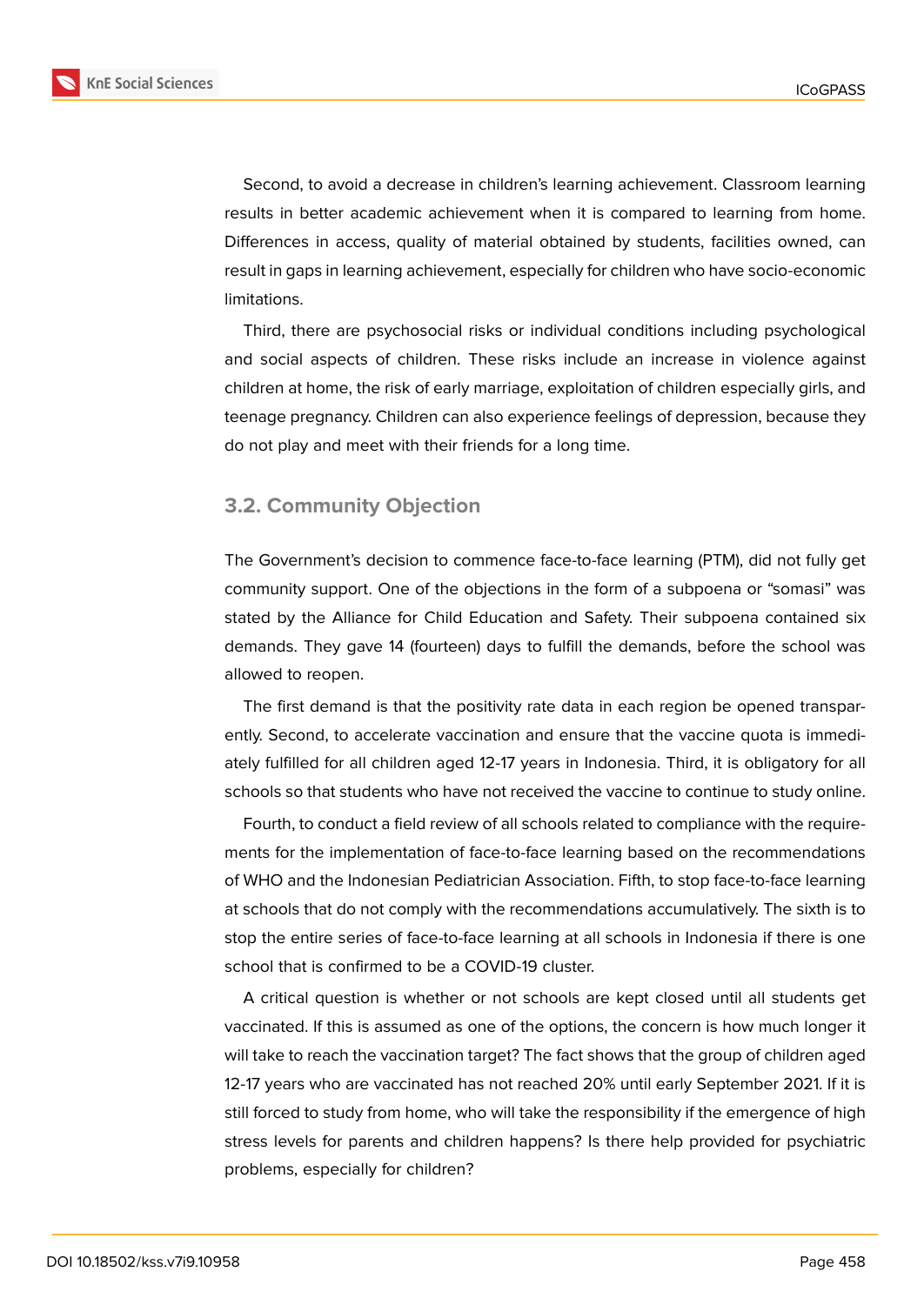Second, to avoid a decrease in children's learning achievement. Classroom learning results in better academic achievement when it is compared to learning from home. Differences in access, quality of material obtained by students, facilities owned, can result in gaps in learning achievement, especially for children who have socio-economic limitations.

Third, there are psychosocial risks or individual conditions including psychological and social aspects of children. These risks include an increase in violence against children at home, the risk of early marriage, exploitation of children especially girls, and teenage pregnancy. Children can also experience feelings of depression, because they do not play and meet with their friends for a long time.

### 3.2. Community Objection

The Government's decision to commence face-to-face learning (PTM), did not fully get community support. One of the objections in the form of a subpoena or "somasi" was stated by the Alliance for Child Education and Safety. Their subpoena contained six demands. They gave 14 (fourteen) days to fulfill the demands, before the school was allowed to reopen.

The first demand is that the positivity rate data in each region be opened transparently. Second, to accelerate vaccination and ensure that the vaccine quota is immediately fulfilled for all children aged 12-17 years in Indonesia. Third, it is obligatory for all schools so that students who have not received the vaccine to continue to study online.

Fourth, to conduct a field review of all schools related to compliance with the requirements for the implementation of face-to-face learning based on the recommendations of WHO and the Indonesian Pediatrician Association. Fifth, to stop face-to-face learning at schools that do not comply with the recommendations accumulatively. The sixth is to stop the entire series of face-to-face learning at all schools in Indonesia if there is one school that is confirmed to be a COVID-19 cluster.

A critical question is whether or not schools are kept closed until all students get vaccinated. If this is assumed as one of the options, the concern is how much longer it will take to reach the vaccination target? The fact shows that the group of children aged 12-17 years who are vaccinated has not reached 20% until early September 2021. If it is still forced to study from home, who will take the responsibility if the emergence of high stress levels for parents and children happens? Is there help provided for psychiatric problems, especially for children?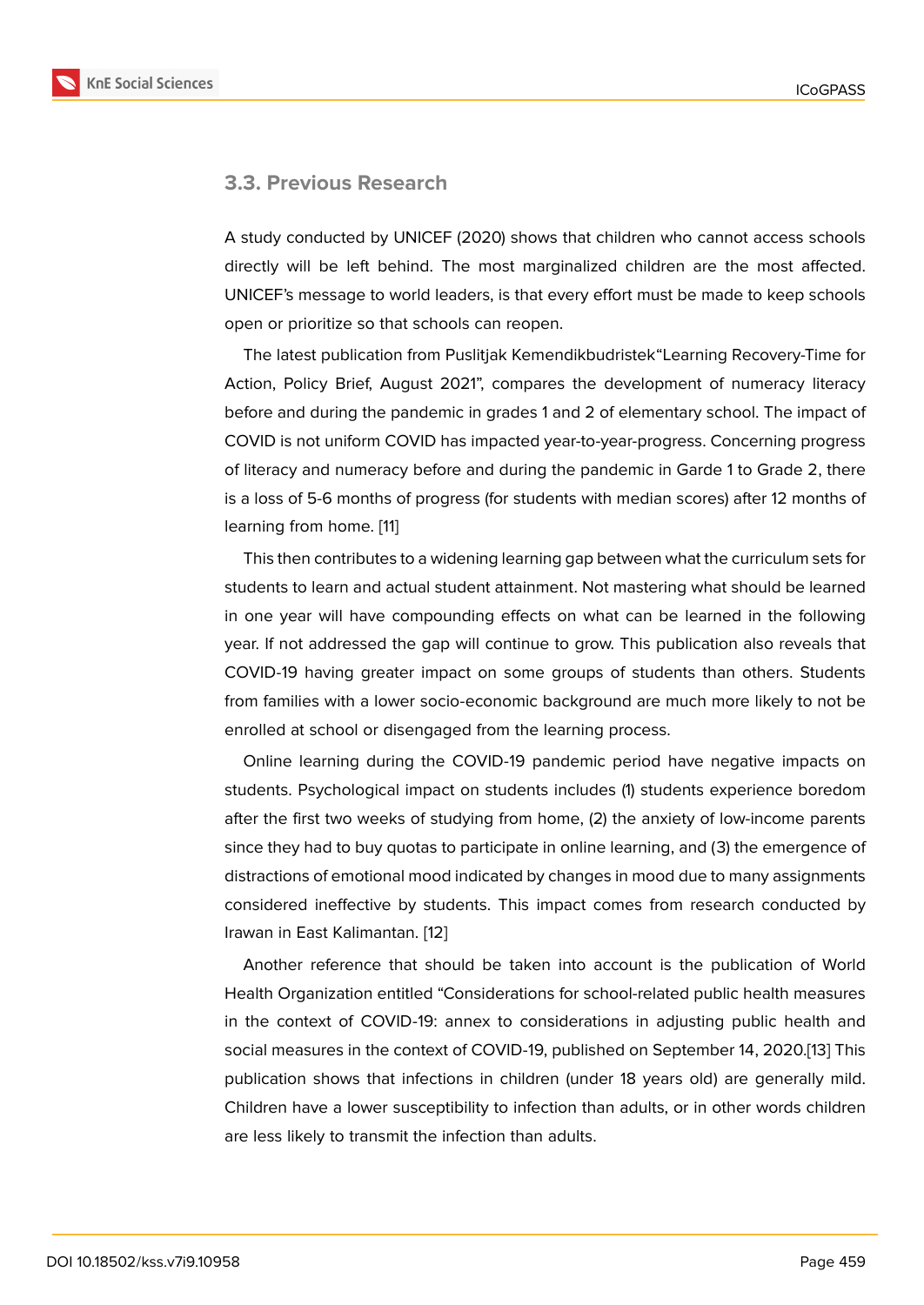### 3.3. Previous Research

A study conducted by UNICEF (2020) shows that children who cannot access schools directly will be left behind. The most marginalized children are the most affected. UNICEF's message to world leaders, is that every effort must be made to keep schools open or prioritize so that schools can reopen.

The latest publication from Puslitjak Kemendikbudristek"Learning Recovery-Time for Action, Policy Brief, August 2021", compares the development of numeracy literacy before and during the pandemic in grades 1 and 2 of elementary school. The impact of COVID is not uniform COVID has impacted year-to-year-progress. Concerning progress of literacy and numeracy before and during the pandemic in Garde 1 to Grade 2, there is a loss of 5-6 months of progress (for students with median scores) after 12 months of learning from home. [11]

This then contributes to a widening learning gap between what the curriculum sets for students to learn and actual student attainment. Not mastering what should be learned in one year will have compounding effects on what can be learned in the following year. If not addressed the gap will continue to grow. This publication also reveals that COVID-19 having greater impact on some groups of students than others. Students from families with a lower socio-economic background are much more likely to not be enrolled at school or disengaged from the learning process.

Online learning during the COVID-19 pandemic period have negative impacts on students. Psychological impact on students includes (1) students experience boredom after the first two weeks of studying from home, (2) the anxiety of low-income parents since they had to buy quotas to participate in online learning, and (3) the emergence of distractions of emotional mood indicated by changes in mood due to many assignments considered ineffective by students. This impact comes from research conducted by Irawan in East Kalimantan. [12]

Another reference that should be taken into account is the publication of World Health Organization entitled "Considerations for school-related public health measures in the context of COVID-19: annex to considerations in adjusting public health and social measures in the context of COVID-19, published on September 14, 2020.[13] This publication shows that infections in children (under 18 years old) are generally mild. Children have a lower susceptibility to infection than adults, or in other words children are less likely to transmit the infection than adults.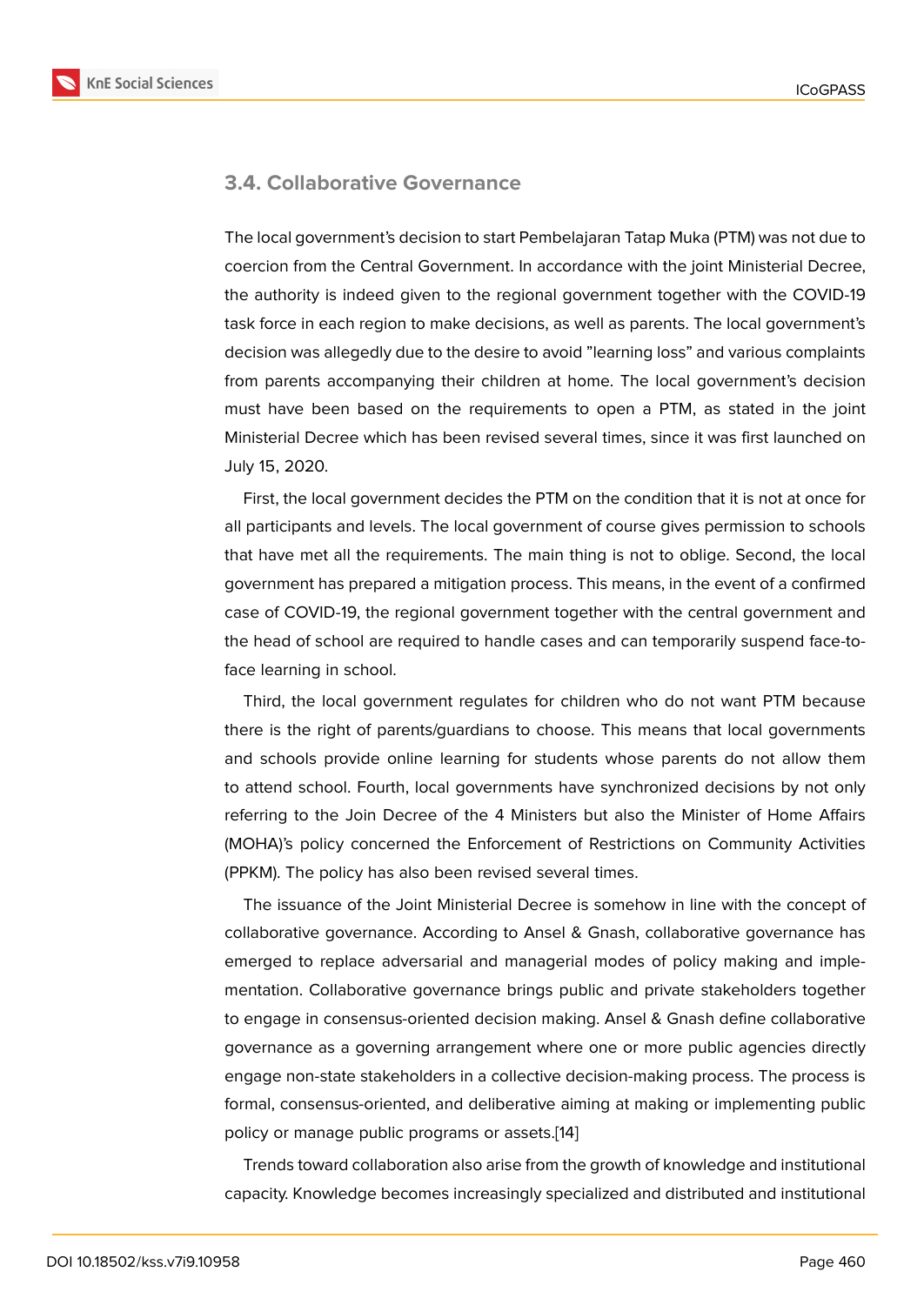### 3.4. Collaborative Governance

The local government's decision to start Pembelajaran Tatap Muka (PTM) was not due to coercion from the Central Government. In accordance with the joint Ministerial Decree, the authority is indeed given to the regional government together with the COVID-19 task force in each region to make decisions, as well as parents. The local government's decision was allegedly due to the desire to avoid "learning loss" and various complaints from parents accompanying their children at home. The local government's decision must have been based on the requirements to open a PTM, as stated in the joint Ministerial Decree which has been revised several times, since it was first launched on July 15, 2020.

First, the local government decides the PTM on the condition that it is not at once for all participants and levels. The local government of course gives permission to schools that have met all the requirements. The main thing is not to oblige. Second, the local government has prepared a mitigation process. This means, in the event of a confirmed case of COVID-19, the regional government together with the central government and the head of school are required to handle cases and can temporarily suspend face-to-face learning in school.

Third, the local government regulates for children who do not want PTM because there is the right of parents/guardians to choose. This means that local governments and schools provide online learning for students whose parents do not allow them to attend school. Fourth, local governments have synchronized decisions by not only referring to the Join Decree of the 4 Ministers but also the Minister of Home Affairs (MOHA)'s policy concerned the Enforcement of Restrictions on Community Activities (PPKM). The policy has also been revised several times.

The issuance of the Joint Ministerial Decree is somehow in line with the concept of collaborative governance. According to Ansel & Gnash, collaborative governance has emerged to replace adversarial and managerial modes of policy making and implementation. Collaborative governance brings public and private stakeholders together to engage in consensus-oriented decision making. Ansel & Gnash define collaborative governance as a governing arrangement where one or more public agencies directly engage non-state stakeholders in a collective decision-making process. The process is formal, consensus-oriented, and deliberative aiming at making or implementing public policy or manage public programs or assets.[14]

Trends toward collaboration also arise from the growth of knowledge and institutional capacity. Knowledge becomes increasingly specialized and distributed and institutional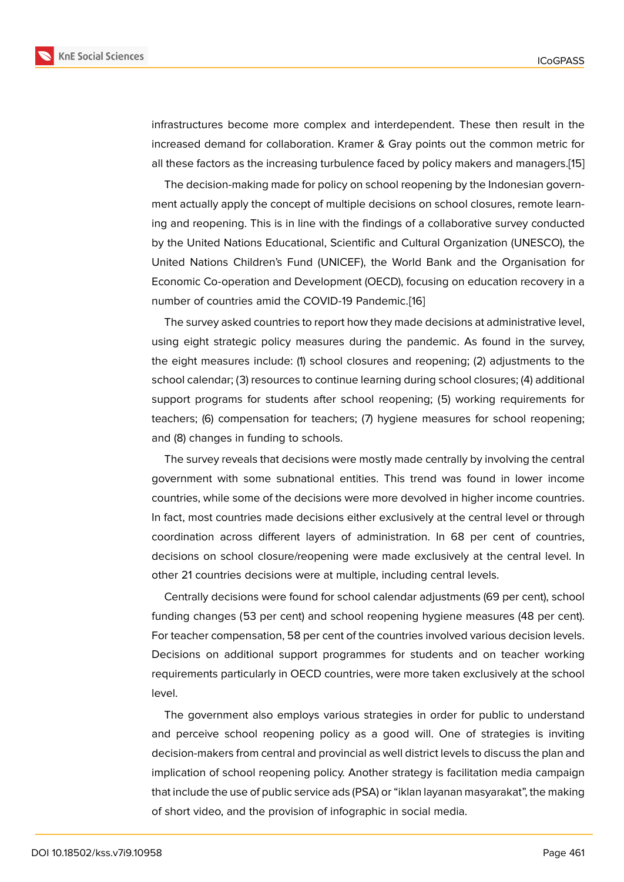infrastructures become more complex and interdependent. These then result in the increased demand for collaboration. Kramer & Gray points out the common metric for all these factors as the increasing turbulence faced by policy makers and managers.[15]

The decision-making made for policy on school reopening by the Indonesian government actually apply the concept of multiple decisions on school closures, remote learning and reopening. This is in line with the findings of a collaborative survey conducted by the United Nations Educational, Scientific and Cultural Organization (UNESCO), the United Nations Children's Fund (UNICEF), the World Bank and the Organisation for Economic Co-operation and Development (OECD), focusing on education recovery in a number of countries amid the COVID-19 Pandemic.[16]

The survey asked countries to report how they made decisions at administrative level, using eight strategic policy measures during the pandemic. As found in the survey, the eight measures include: (1) school closures and reopening; (2) adjustments to the school calendar; (3) resources to continue learning during school closures; (4) additional support programs for students after school reopening; (5) working requirements for teachers; (6) compensation for teachers; (7) hygiene measures for school reopening; and (8) changes in funding to schools.

The survey reveals that decisions were mostly made centrally by involving the central government with some subnational entities. This trend was found in lower income countries, while some of the decisions were more devolved in higher income countries. In fact, most countries made decisions either exclusively at the central level or through coordination across different layers of administration. In 68 per cent of countries, decisions on school closure/reopening were made exclusively at the central level. In other 21 countries decisions were at multiple, including central levels.

Centrally decisions were found for school calendar adjustments (69 per cent), school funding changes (53 per cent) and school reopening hygiene measures (48 per cent). For teacher compensation, 58 per cent of the countries involved various decision levels. Decisions on additional support programmes for students and on teacher working requirements particularly in OECD countries, were more taken exclusively at the school level.

The government also employs various strategies in order for public to understand and perceive school reopening policy as a good will. One of strategies is inviting decision-makers from central and provincial as well district levels to discuss the plan and implication of school reopening policy. Another strategy is facilitation media campaign that include the use of public service ads (PSA) or "iklan layanan masyarakat", the making of short video, and the provision of infographic in social media.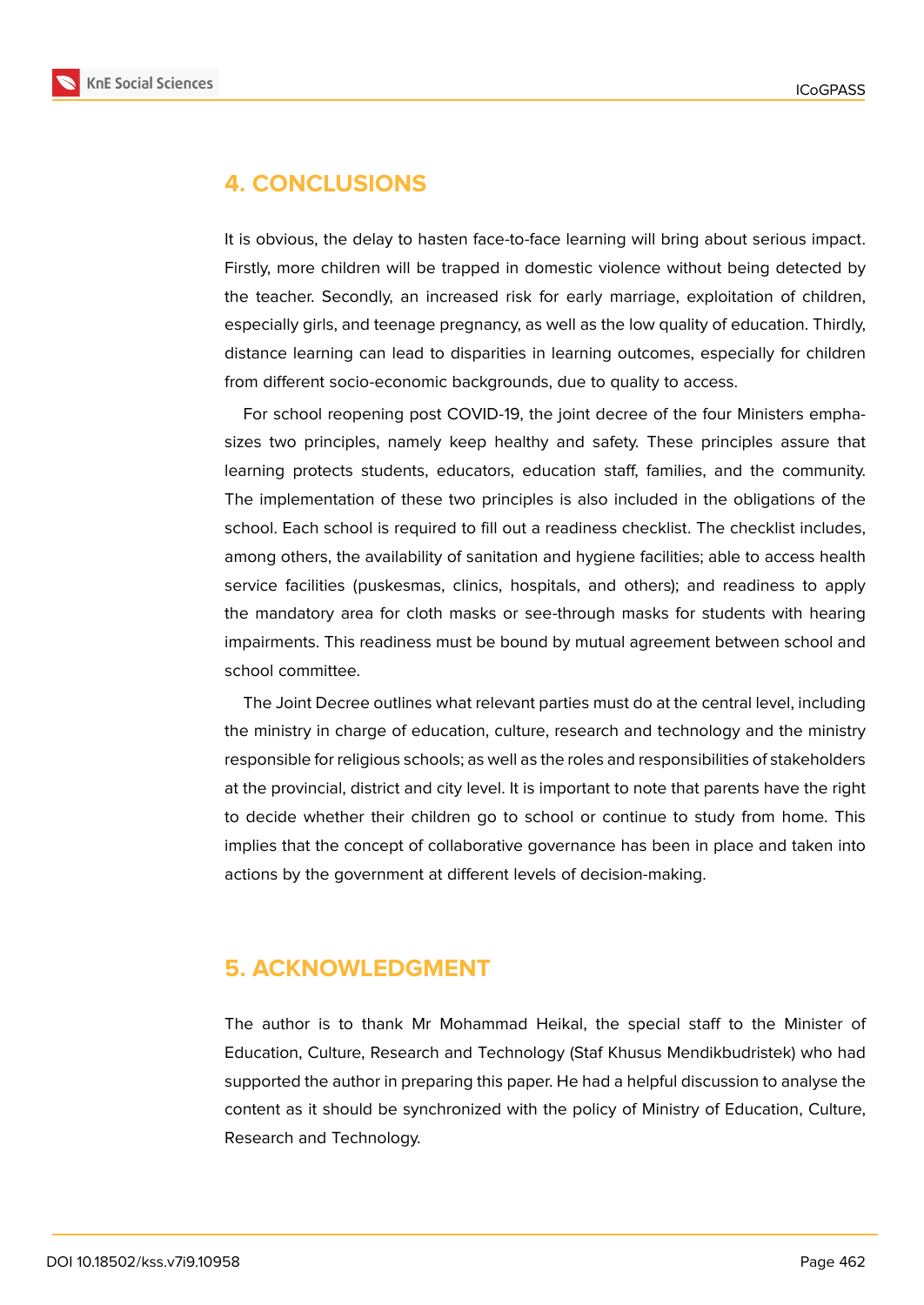## 4. CONCLUSIONS

It is obvious, the delay to hasten face-to-face learning will bring about serious impact. Firstly, more children will be trapped in domestic violence without being detected by the teacher. Secondly, an increased risk for early marriage, exploitation of children, especially girls, and teenage pregnancy, as well as the low quality of education. Thirdly, distance learning can lead to disparities in learning outcomes, especially for children from different socio-economic backgrounds, due to quality to access.

For school reopening post COVID-19, the joint decree of the four Ministers emphasizes two principles, namely keep healthy and safety. These principles assure that learning protects students, educators, education staff, families, and the community. The implementation of these two principles is also included in the obligations of the school. Each school is required to fill out a readiness checklist. The checklist includes, among others, the availability of sanitation and hygiene facilities; able to access health service facilities (puskesmas, clinics, hospitals, and others); and readiness to apply the mandatory area for cloth masks or see-through masks for students with hearing impairments. This readiness must be bound by mutual agreement between school and school committee.

The Joint Decree outlines what relevant parties must do at the central level, including the ministry in charge of education, culture, research and technology and the ministry responsible for religious schools; as well as the roles and responsibilities of stakeholders at the provincial, district and city level. It is important to note that parents have the right to decide whether their children go to school or continue to study from home. This implies that the concept of collaborative governance has been in place and taken into actions by the government at different levels of decision-making.

## 5. ACKNOWLEDGMENT

The author is to thank Mr Mohammad Heikal, the special staff to the Minister of Education, Culture, Research and Technology (Staf Khusus Mendikbudristek) who had supported the author in preparing this paper. He had a helpful discussion to analyse the content as it should be synchronized with the policy of Ministry of Education, Culture, Research and Technology.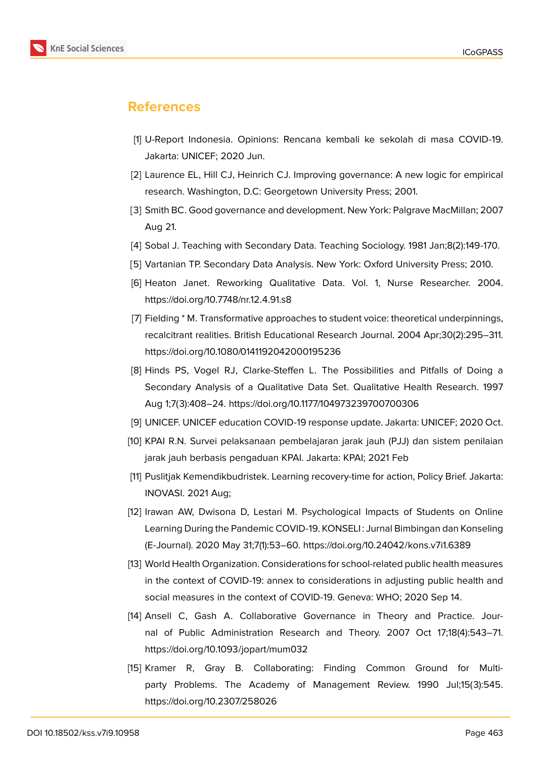## References

[1] U-Report Indonesia. Opinions: Rencana kembali ke sekolah di masa COVID-19. Jakarta: UNICEF; 2020 Jun.

[2] Laurence EL, Hill CJ, Heinrich CJ. Improving governance: A new logic for empirical research. Washington, D.C: Georgetown University Press; 2001.

[3] Smith BC. Good governance and development. New York: Palgrave MacMillan; 2007 Aug 21.

[4] Sobal J. Teaching with Secondary Data. Teaching Sociology. 1981 Jan;8(2):149-170.

[5] Vartanian TP. Secondary Data Analysis. New York: Oxford University Press; 2010.

[6] Heaton Janet. Reworking Qualitative Data. Vol. 1, Nurse Researcher. 2004. https://doi.org/10.7748/nr.12.4.91.s8

[7] Fielding * M. Transformative approaches to student voice: theoretical underpinnings, recalcitrant realities. British Educational Research Journal. 2004 Apr;30(2):295–311. https://doi.org/10.1080/0141192042000195236

[8] Hinds PS, Vogel RJ, Clarke-Steffen L. The Possibilities and Pitfalls of Doing a Secondary Analysis of a Qualitative Data Set. Qualitative Health Research. 1997 Aug 1;7(3):408–24. https://doi.org/10.1177/104973239700700306

[9] UNICEF. UNICEF education COVID-19 response update. Jakarta: UNICEF; 2020 Oct.

[10] KPAI R.N. Survei pelaksanaan pembelajaran jarak jauh (PJJ) dan sistem penilaian jarak jauh berbasis pengaduan KPAI. Jakarta: KPAI; 2021 Feb

[11] Puslitjak Kemendikbudristek. Learning recovery-time for action, Policy Brief. Jakarta: INOVASI. 2021 Aug;

[12] Irawan AW, Dwisona D, Lestari M. Psychological Impacts of Students on Online Learning During the Pandemic COVID-19. KONSELI : Jurnal Bimbingan dan Konseling (E-Journal). 2020 May 31;7(1):53–60. https://doi.org/10.24042/kons.v7i1.6389

[13] World Health Organization. Considerations for school-related public health measures in the context of COVID-19: annex to considerations in adjusting public health and social measures in the context of COVID-19. Geneva: WHO; 2020 Sep 14.

[14] Ansell C, Gash A. Collaborative Governance in Theory and Practice. Journal of Public Administration Research and Theory. 2007 Oct 17;18(4):543–71. https://doi.org/10.1093/jopart/mum032

[15] Kramer R, Gray B. Collaborating: Finding Common Ground for Multiparty Problems. The Academy of Management Review. 1990 Jul;15(3):545. https://doi.org/10.2307/258026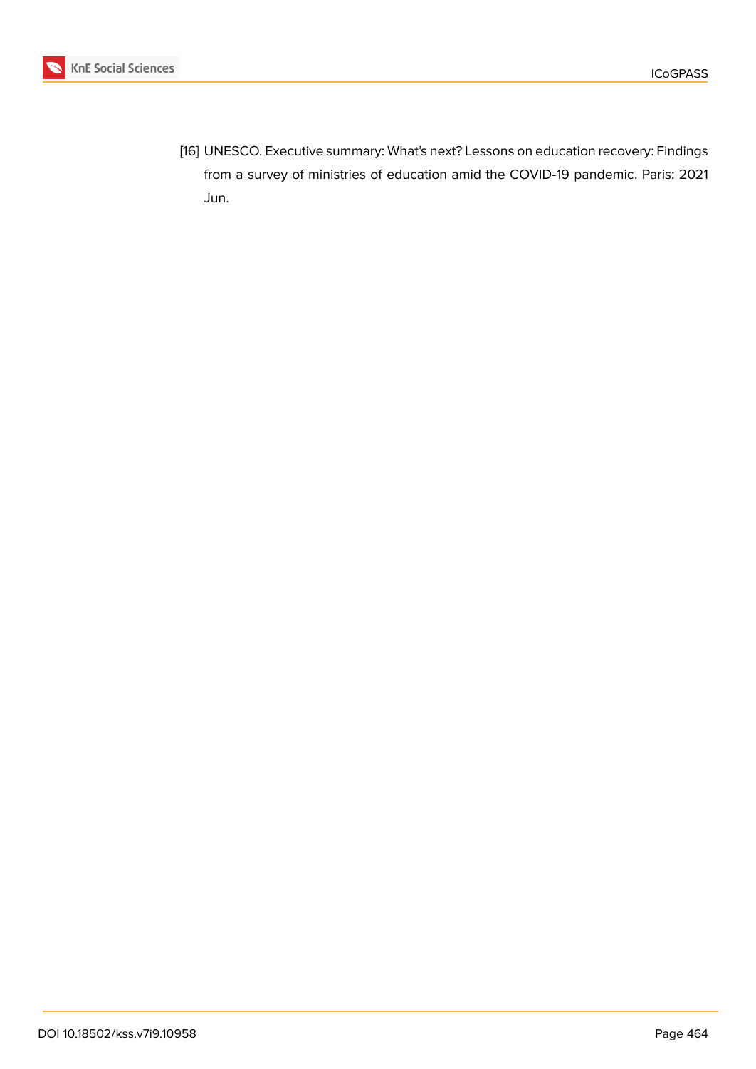[16] UNESCO. Executive summary: What's next? Lessons on education recovery: Findings from a survey of ministries of education amid the COVID-19 pandemic. Paris: 2021 Jun.